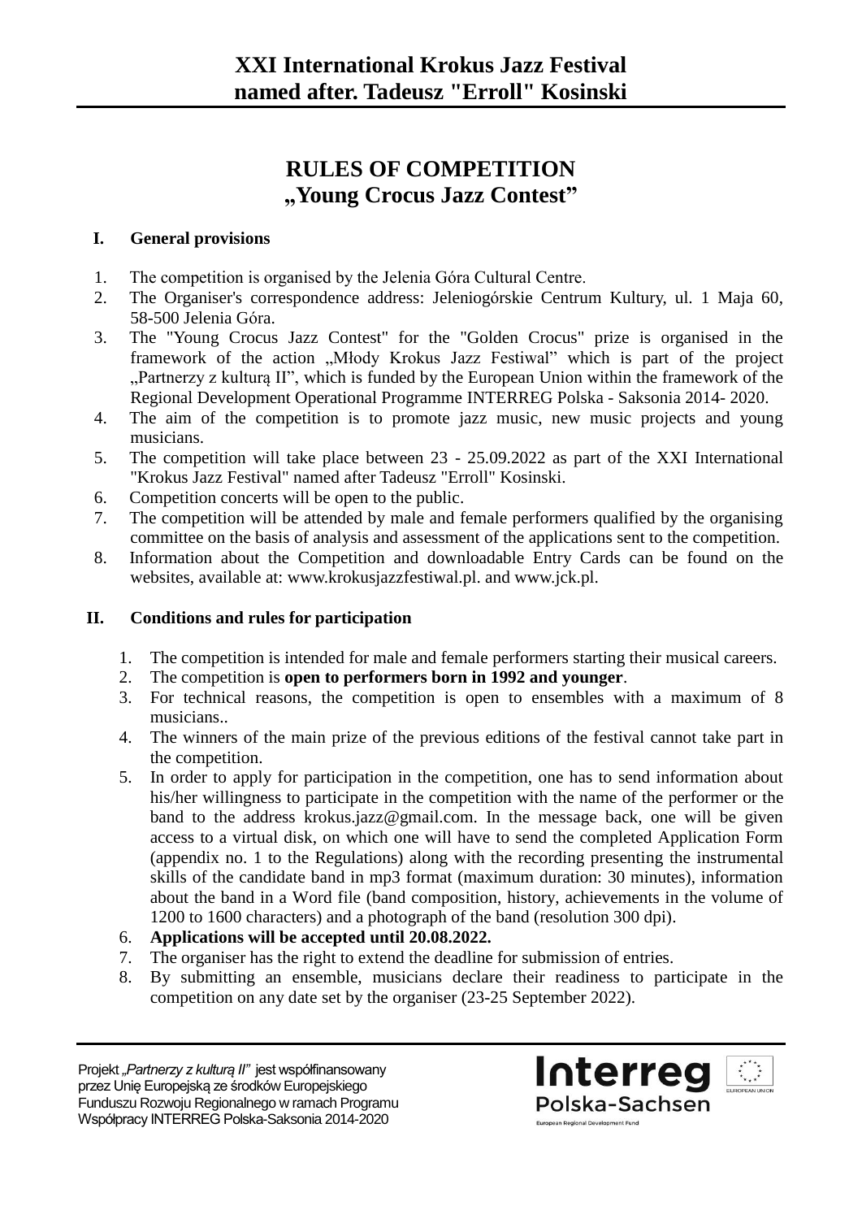# XXI International Krokus Jazz Festival named after. Tadeusz "Erroll" Kosinski

## RULES OF COMPETITION „Young Crocus Jazz Contest"

### I. General provisions

1. The competition is organised by the Jelenia Góra Cultural Centre.
2. The Organiser's correspondence address: Jeleniogórskie Centrum Kultury, ul. 1 Maja 60, 58-500 Jelenia Góra.
3. The "Young Crocus Jazz Contest" for the "Golden Crocus" prize is organised in the framework of the action „Młody Krokus Jazz Festiwal" which is part of the project „Partnerzy z kulturą II", which is funded by the European Union within the framework of the Regional Development Operational Programme INTERREG Polska - Saksonia 2014- 2020.
4. The aim of the competition is to promote jazz music, new music projects and young musicians.
5. The competition will take place between 23 - 25.09.2022 as part of the XXI International "Krokus Jazz Festival" named after Tadeusz "Erroll" Kosinski.
6. Competition concerts will be open to the public.
7. The competition will be attended by male and female performers qualified by the organising committee on the basis of analysis and assessment of the applications sent to the competition.
8. Information about the Competition and downloadable Entry Cards can be found on the websites, available at: www.krokusjazzfestiwal.pl. and www.jck.pl.

### II. Conditions and rules for participation

1. The competition is intended for male and female performers starting their musical careers.
2. The competition is **open to performers born in 1992 and younger**.
3. For technical reasons, the competition is open to ensembles with a maximum of 8 musicians..
4. The winners of the main prize of the previous editions of the festival cannot take part in the competition.
5. In order to apply for participation in the competition, one has to send information about his/her willingness to participate in the competition with the name of the performer or the band to the address krokus.jazz@gmail.com. In the message back, one will be given access to a virtual disk, on which one will have to send the completed Application Form (appendix no. 1 to the Regulations) along with the recording presenting the instrumental skills of the candidate band in mp3 format (maximum duration: 30 minutes), information about the band in a Word file (band composition, history, achievements in the volume of 1200 to 1600 characters) and a photograph of the band (resolution 300 dpi).
6. **Applications will be accepted until 20.08.2022.**
7. The organiser has the right to extend the deadline for submission of entries.
8. By submitting an ensemble, musicians declare their readiness to participate in the competition on any date set by the organiser (23-25 September 2022).

Projekt *„Partnerzy z kulturą II"* jest współfinansowany przez Unię Europejską ze środków Europejskiego Funduszu Rozwoju Regionalnego w ramach Programu Współpracy INTERREG Polska-Saksonia 2014-2020

Interreg Polska-Sachsen
European Regional Development Fund
EUROPEAN UNION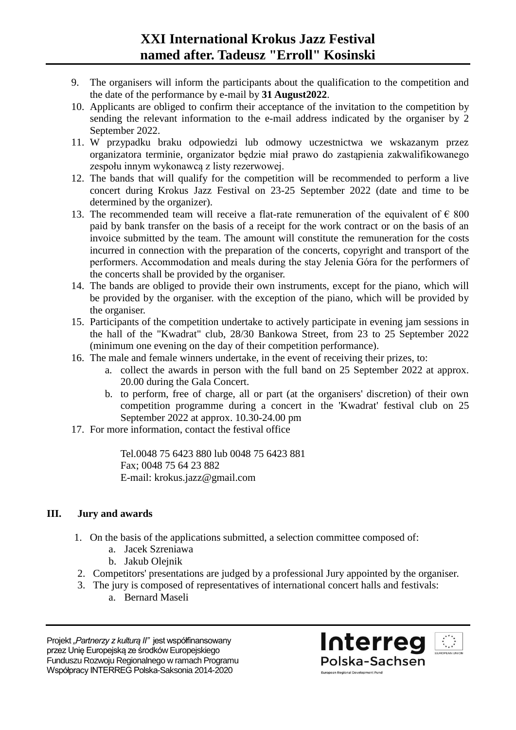9. The organisers will inform the participants about the qualification to the competition and the date of the performance by e-mail by **31 August2022**.
10. Applicants are obliged to confirm their acceptance of the invitation to the competition by sending the relevant information to the e-mail address indicated by the organiser by 2 September 2022.
11. W przypadku braku odpowiedzi lub odmowy uczestnictwa we wskazanym przez organizatora terminie, organizator będzie miał prawo do zastąpienia zakwalifikowanego zespołu innym wykonawcą z listy rezerwowej.
12. The bands that will qualify for the competition will be recommended to perform a live concert during Krokus Jazz Festival on 23-25 September 2022 (date and time to be determined by the organizer).
13. The recommended team will receive a flat-rate remuneration of the equivalent of € 800 paid by bank transfer on the basis of a receipt for the work contract or on the basis of an invoice submitted by the team. The amount will constitute the remuneration for the costs incurred in connection with the preparation of the concerts, copyright and transport of the performers. Accommodation and meals during the stay Jelenia Góra for the performers of the concerts shall be provided by the organiser.
14. The bands are obliged to provide their own instruments, except for the piano, which will be provided by the organiser. with the exception of the piano, which will be provided by the organiser.
15. Participants of the competition undertake to actively participate in evening jam sessions in the hall of the "Kwadrat" club, 28/30 Bankowa Street, from 23 to 25 September 2022 (minimum one evening on the day of their competition performance).
16. The male and female winners undertake, in the event of receiving their prizes, to:
    a. collect the awards in person with the full band on 25 September 2022 at approx. 20.00 during the Gala Concert.
    b. to perform, free of charge, all or part (at the organisers' discretion) of their own competition programme during a concert in the 'Kwadrat' festival club on 25 September 2022 at approx. 10.30-24.00 pm
17. For more information, contact the festival office

    Tel.0048 75 6423 880 lub 0048 75 6423 881
    Fax; 0048 75 64 23 882
    E-mail: krokus.jazz@gmail.com

## III. Jury and awards

1. On the basis of the applications submitted, a selection committee composed of:
    a. Jacek Szreniawa
    b. Jakub Olejnik
2. Competitors' presentations are judged by a professional Jury appointed by the organiser.
3. The jury is composed of representatives of international concert halls and festivals:
    a. Bernard Maseli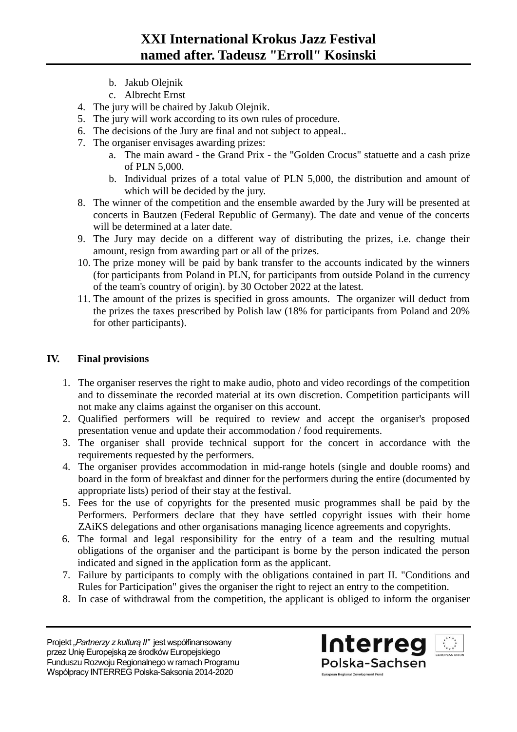b. Jakub Olejnik
   c. Albrecht Ernst
4. The jury will be chaired by Jakub Olejnik.
5. The jury will work according to its own rules of procedure.
6. The decisions of the Jury are final and not subject to appeal..
7. The organiser envisages awarding prizes:
   a. The main award - the Grand Prix - the "Golden Crocus" statuette and a cash prize of PLN 5,000.
   b. Individual prizes of a total value of PLN 5,000, the distribution and amount of which will be decided by the jury.
8. The winner of the competition and the ensemble awarded by the Jury will be presented at concerts in Bautzen (Federal Republic of Germany). The date and venue of the concerts will be determined at a later date.
9. The Jury may decide on a different way of distributing the prizes, i.e. change their amount, resign from awarding part or all of the prizes.
10. The prize money will be paid by bank transfer to the accounts indicated by the winners (for participants from Poland in PLN, for participants from outside Poland in the currency of the team's country of origin). by 30 October 2022 at the latest.
11. The amount of the prizes is specified in gross amounts. The organizer will deduct from the prizes the taxes prescribed by Polish law (18% for participants from Poland and 20% for other participants).

## IV. Final provisions

1. The organiser reserves the right to make audio, photo and video recordings of the competition and to disseminate the recorded material at its own discretion. Competition participants will not make any claims against the organiser on this account.
2. Qualified performers will be required to review and accept the organiser's proposed presentation venue and update their accommodation / food requirements.
3. The organiser shall provide technical support for the concert in accordance with the requirements requested by the performers.
4. The organiser provides accommodation in mid-range hotels (single and double rooms) and board in the form of breakfast and dinner for the performers during the entire (documented by appropriate lists) period of their stay at the festival.
5. Fees for the use of copyrights for the presented music programmes shall be paid by the Performers. Performers declare that they have settled copyright issues with their home ZAiKS delegations and other organisations managing licence agreements and copyrights.
6. The formal and legal responsibility for the entry of a team and the resulting mutual obligations of the organiser and the participant is borne by the person indicated the person indicated and signed in the application form as the applicant.
7. Failure by participants to comply with the obligations contained in part II. "Conditions and Rules for Participation" gives the organiser the right to reject an entry to the competition.
8. In case of withdrawal from the competition, the applicant is obliged to inform the organiser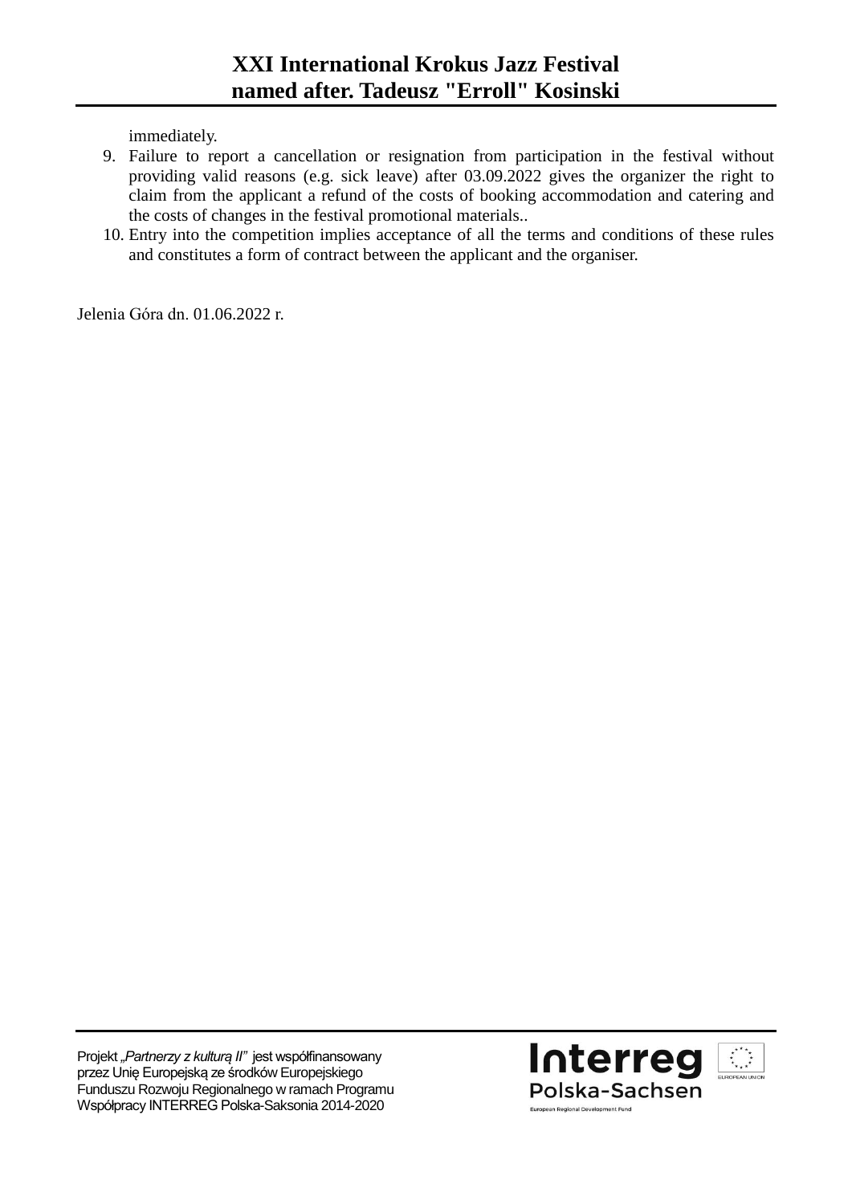immediately.

9. Failure to report a cancellation or resignation from participation in the festival without providing valid reasons (e.g. sick leave) after 03.09.2022 gives the organizer the right to claim from the applicant a refund of the costs of booking accommodation and catering and the costs of changes in the festival promotional materials..
10. Entry into the competition implies acceptance of all the terms and conditions of these rules and constitutes a form of contract between the applicant and the organiser.

Jelenia Góra dn. 01.06.2022 r.